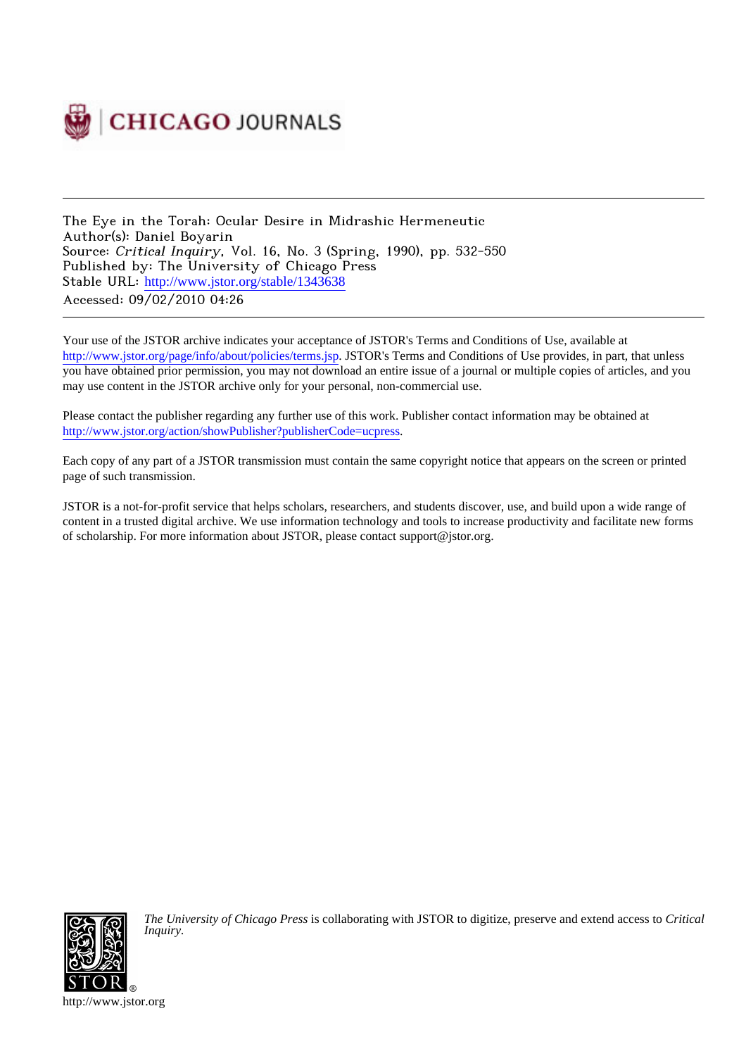CHICAGO JOURNALS

The Eye in the Torah: Ocular Desire in Midrashic Hermeneutic
Author(s): Daniel Boyarin
Source: *Critical Inquiry*, Vol. 16, No. 3 (Spring, 1990), pp. 532-550
Published by: The University of Chicago Press
Stable URL: http://www.jstor.org/stable/1343638
Accessed: 09/02/2010 04:26

Your use of the JSTOR archive indicates your acceptance of JSTOR's Terms and Conditions of Use, available at http://www.jstor.org/page/info/about/policies/terms.jsp. JSTOR's Terms and Conditions of Use provides, in part, that unless you have obtained prior permission, you may not download an entire issue of a journal or multiple copies of articles, and you may use content in the JSTOR archive only for your personal, non-commercial use.

Please contact the publisher regarding any further use of this work. Publisher contact information may be obtained at http://www.jstor.org/action/showPublisher?publisherCode=ucpress.

Each copy of any part of a JSTOR transmission must contain the same copyright notice that appears on the screen or printed page of such transmission.

JSTOR is a not-for-profit service that helps scholars, researchers, and students discover, use, and build upon a wide range of content in a trusted digital archive. We use information technology and tools to increase productivity and facilitate new forms of scholarship. For more information about JSTOR, please contact support@jstor.org.

*The University of Chicago Press* is collaborating with JSTOR to digitize, preserve and extend access to *Critical Inquiry.*

http://www.jstor.org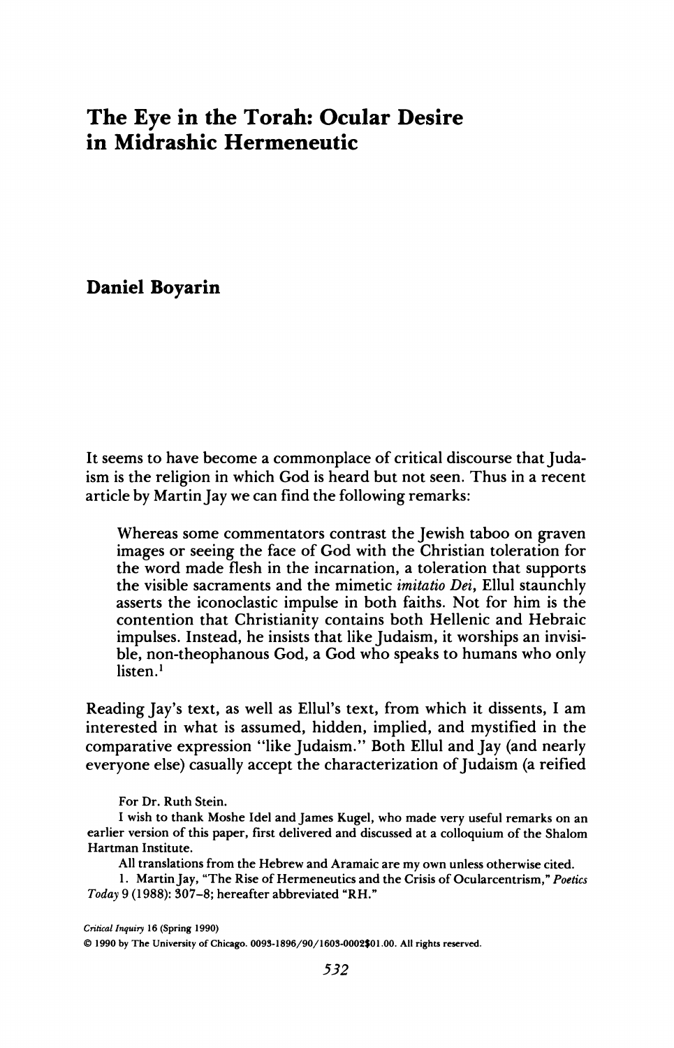# The Eye in the Torah: Ocular Desire in Midrashic Hermeneutic

## Daniel Boyarin

It seems to have become a commonplace of critical discourse that Judaism is the religion in which God is heard but not seen. Thus in a recent article by Martin Jay we can find the following remarks:

> Whereas some commentators contrast the Jewish taboo on graven images or seeing the face of God with the Christian toleration for the word made flesh in the incarnation, a toleration that supports the visible sacraments and the mimetic *imitatio Dei*, Ellul staunchly asserts the iconoclastic impulse in both faiths. Not for him is the contention that Christianity contains both Hellenic and Hebraic impulses. Instead, he insists that like Judaism, it worships an invisible, non-theophanous God, a God who speaks to humans who only listen.[1]

Reading Jay's text, as well as Ellul's text, from which it dissents, I am interested in what is assumed, hidden, implied, and mystified in the comparative expression "like Judaism." Both Ellul and Jay (and nearly everyone else) casually accept the characterization of Judaism (a reified

For Dr. Ruth Stein.

I wish to thank Moshe Idel and James Kugel, who made very useful remarks on an earlier version of this paper, first delivered and discussed at a colloquium of the Shalom Hartman Institute.

All translations from the Hebrew and Aramaic are my own unless otherwise cited.

1. Martin Jay, "The Rise of Hermeneutics and the Crisis of Ocularcentrism," *Poetics Today* 9 (1988): 307–8; hereafter abbreviated "RH."

*Critical Inquiry* 16 (Spring 1990)

© 1990 by The University of Chicago. 0093-1896/90/1603-0002$01.00. All rights reserved.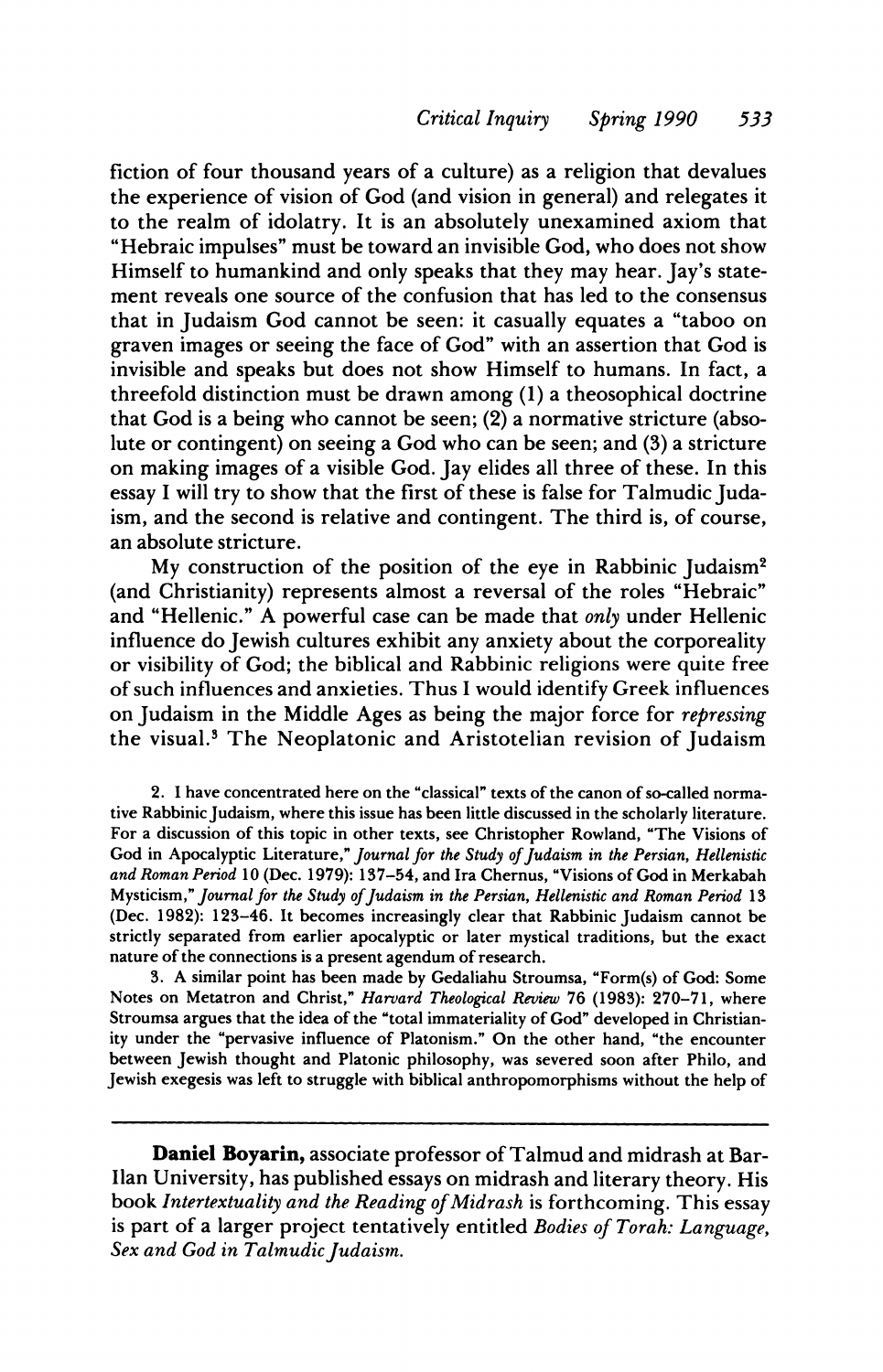fiction of four thousand years of a culture) as a religion that devalues the experience of vision of God (and vision in general) and relegates it to the realm of idolatry. It is an absolutely unexamined axiom that "Hebraic impulses" must be toward an invisible God, who does not show Himself to humankind and only speaks that they may hear. Jay's statement reveals one source of the confusion that has led to the consensus that in Judaism God cannot be seen: it casually equates a "taboo on graven images or seeing the face of God" with an assertion that God is invisible and speaks but does not show Himself to humans. In fact, a threefold distinction must be drawn among (1) a theosophical doctrine that God is a being who cannot be seen; (2) a normative stricture (absolute or contingent) on seeing a God who can be seen; and (3) a stricture on making images of a visible God. Jay elides all three of these. In this essay I will try to show that the first of these is false for Talmudic Judaism, and the second is relative and contingent. The third is, of course, an absolute stricture.

My construction of the position of the eye in Rabbinic Judaism[2] (and Christianity) represents almost a reversal of the roles "Hebraic" and "Hellenic." A powerful case can be made that *only* under Hellenic influence do Jewish cultures exhibit any anxiety about the corporeality or visibility of God; the biblical and Rabbinic religions were quite free of such influences and anxieties. Thus I would identify Greek influences on Judaism in the Middle Ages as being the major force for *repressing* the visual.[3] The Neoplatonic and Aristotelian revision of Judaism

2. I have concentrated here on the "classical" texts of the canon of so-called normative Rabbinic Judaism, where this issue has been little discussed in the scholarly literature. For a discussion of this topic in other texts, see Christopher Rowland, "The Visions of God in Apocalyptic Literature," *Journal for the Study of Judaism in the Persian, Hellenistic and Roman Period* 10 (Dec. 1979): 137–54, and Ira Chernus, "Visions of God in Merkabah Mysticism," *Journal for the Study of Judaism in the Persian, Hellenistic and Roman Period* 13 (Dec. 1982): 123–46. It becomes increasingly clear that Rabbinic Judaism cannot be strictly separated from earlier apocalyptic or later mystical traditions, but the exact nature of the connections is a present agendum of research.

3. A similar point has been made by Gedaliahu Stroumsa, "Form(s) of God: Some Notes on Metatron and Christ," *Harvard Theological Review* 76 (1983): 270–71, where Stroumsa argues that the idea of the "total immateriality of God" developed in Christianity under the "pervasive influence of Platonism." On the other hand, "the encounter between Jewish thought and Platonic philosophy, was severed soon after Philo, and Jewish exegesis was left to struggle with biblical anthropomorphisms without the help of

---

**Daniel Boyarin,** associate professor of Talmud and midrash at Bar-Ilan University, has published essays on midrash and literary theory. His book *Intertextuality and the Reading of Midrash* is forthcoming. This essay is part of a larger project tentatively entitled *Bodies of Torah: Language, Sex and God in Talmudic Judaism.*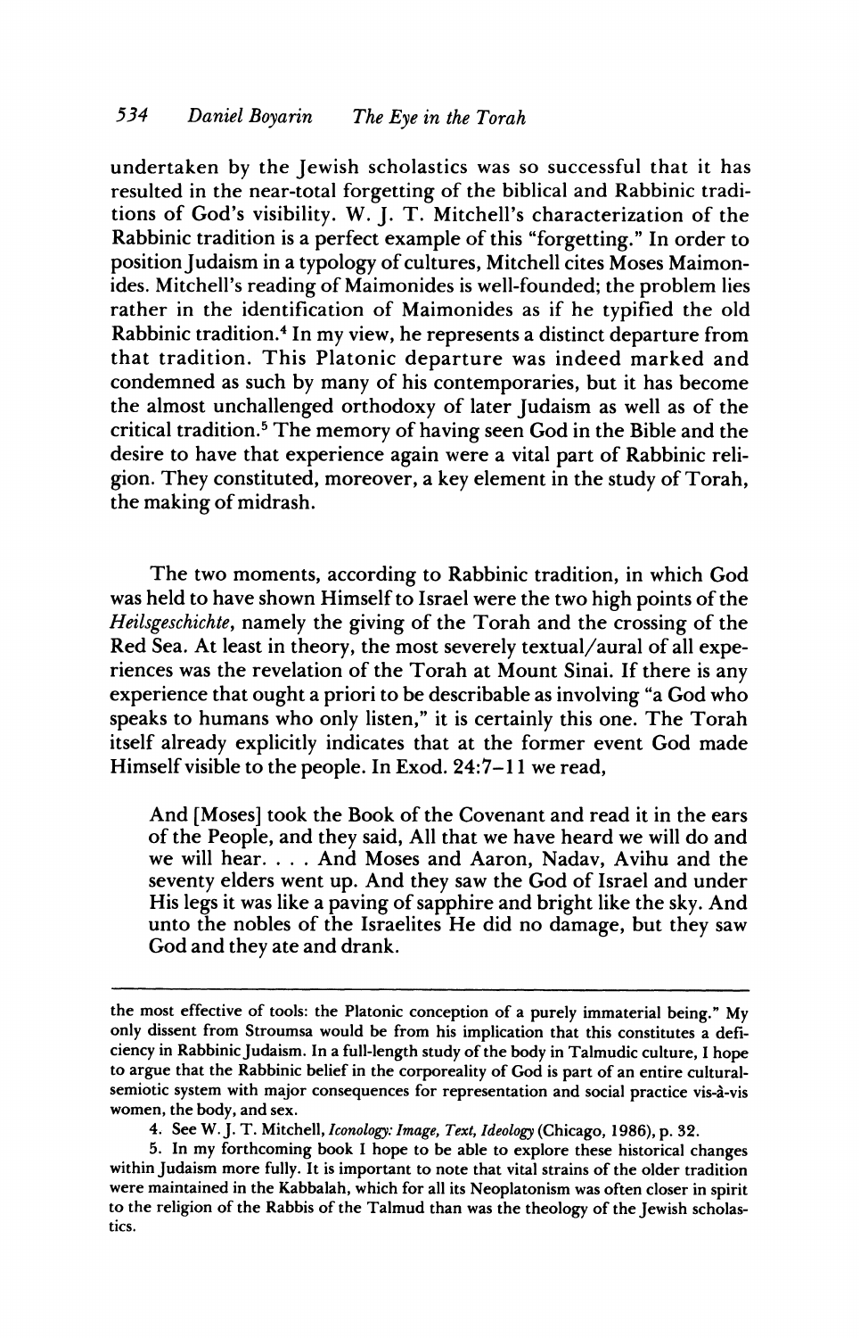undertaken by the Jewish scholastics was so successful that it has resulted in the near-total forgetting of the biblical and Rabbinic traditions of God's visibility. W. J. T. Mitchell's characterization of the Rabbinic tradition is a perfect example of this "forgetting." In order to position Judaism in a typology of cultures, Mitchell cites Moses Maimonides. Mitchell's reading of Maimonides is well-founded; the problem lies rather in the identification of Maimonides as if he typified the old Rabbinic tradition.[4] In my view, he represents a distinct departure from that tradition. This Platonic departure was indeed marked and condemned as such by many of his contemporaries, but it has become the almost unchallenged orthodoxy of later Judaism as well as of the critical tradition.[5] The memory of having seen God in the Bible and the desire to have that experience again were a vital part of Rabbinic religion. They constituted, moreover, a key element in the study of Torah, the making of midrash.

The two moments, according to Rabbinic tradition, in which God was held to have shown Himself to Israel were the two high points of the *Heilsgeschichte*, namely the giving of the Torah and the crossing of the Red Sea. At least in theory, the most severely textual/aural of all experiences was the revelation of the Torah at Mount Sinai. If there is any experience that ought a priori to be describable as involving "a God who speaks to humans who only listen," it is certainly this one. The Torah itself already explicitly indicates that at the former event God made Himself visible to the people. In Exod. 24:7–11 we read,

> And [Moses] took the Book of the Covenant and read it in the ears of the People, and they said, All that we have heard we will do and we will hear. . . . And Moses and Aaron, Nadav, Avihu and the seventy elders went up. And they saw the God of Israel and under His legs it was like a paving of sapphire and bright like the sky. And unto the nobles of the Israelites He did no damage, but they saw God and they ate and drank.

---

the most effective of tools: the Platonic conception of a purely immaterial being." My only dissent from Stroumsa would be from his implication that this constitutes a deficiency in Rabbinic Judaism. In a full-length study of the body in Talmudic culture, I hope to argue that the Rabbinic belief in the corporeality of God is part of an entire cultural-semiotic system with major consequences for representation and social practice vis-à-vis women, the body, and sex.

4. See W. J. T. Mitchell, *Iconology: Image, Text, Ideology* (Chicago, 1986), p. 32.

5. In my forthcoming book I hope to be able to explore these historical changes within Judaism more fully. It is important to note that vital strains of the older tradition were maintained in the Kabbalah, which for all its Neoplatonism was often closer in spirit to the religion of the Rabbis of the Talmud than was the theology of the Jewish scholastics.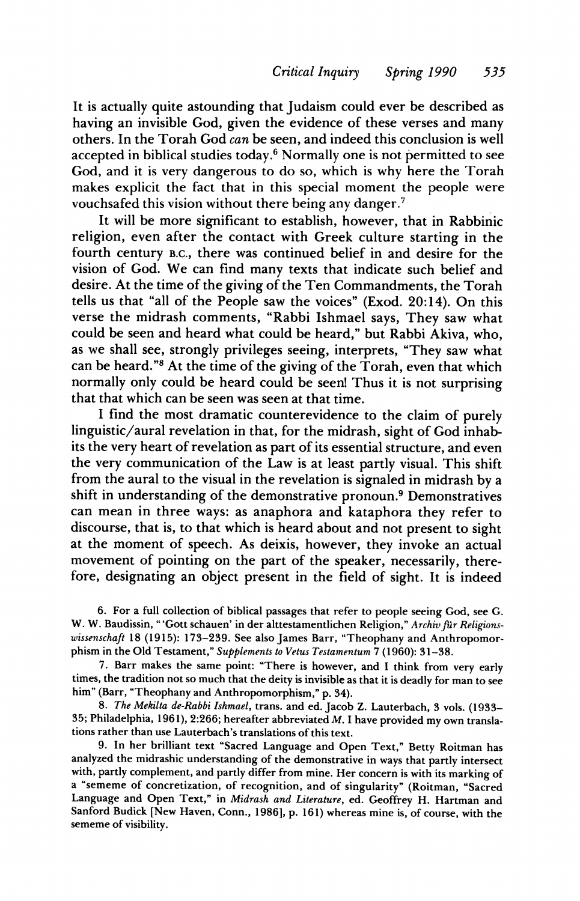It is actually quite astounding that Judaism could ever be described as having an invisible God, given the evidence of these verses and many others. In the Torah God *can* be seen, and indeed this conclusion is well accepted in biblical studies today.[6] Normally one is not permitted to see God, and it is very dangerous to do so, which is why here the Torah makes explicit the fact that in this special moment the people were vouchsafed this vision without there being any danger.[7]

It will be more significant to establish, however, that in Rabbinic religion, even after the contact with Greek culture starting in the fourth century B.C., there was continued belief in and desire for the vision of God. We can find many texts that indicate such belief and desire. At the time of the giving of the Ten Commandments, the Torah tells us that "all of the People saw the voices" (Exod. 20:14). On this verse the midrash comments, "Rabbi Ishmael says, They saw what could be seen and heard what could be heard," but Rabbi Akiva, who, as we shall see, strongly privileges seeing, interprets, "They saw what can be heard."[8] At the time of the giving of the Torah, even that which normally only could be heard could be seen! Thus it is not surprising that that which can be seen was seen at that time.

I find the most dramatic counterevidence to the claim of purely linguistic/aural revelation in that, for the midrash, sight of God inhabits the very heart of revelation as part of its essential structure, and even the very communication of the Law is at least partly visual. This shift from the aural to the visual in the revelation is signaled in midrash by a shift in understanding of the demonstrative pronoun.[9] Demonstratives can mean in three ways: as anaphora and kataphora they refer to discourse, that is, to that which is heard about and not present to sight at the moment of speech. As deixis, however, they invoke an actual movement of pointing on the part of the speaker, necessarily, therefore, designating an object present in the field of sight. It is indeed

6. For a full collection of biblical passages that refer to people seeing God, see G. W. W. Baudissin, "'Gott schauen' in der alttestamentlichen Religion," *Archiv für Religionswissenschaft* 18 (1915): 173–239. See also James Barr, "Theophany and Anthropomorphism in the Old Testament," *Supplements to Vetus Testamentum* 7 (1960): 31–38.

7. Barr makes the same point: "There is however, and I think from very early times, the tradition not so much that the deity is invisible as that it is deadly for man to see him" (Barr, "Theophany and Anthropomorphism," p. 34).

8. *The Mekilta de-Rabbi Ishmael*, trans. and ed. Jacob Z. Lauterbach, 3 vols. (1933–35; Philadelphia, 1961), 2:266; hereafter abbreviated *M*. I have provided my own translations rather than use Lauterbach's translations of this text.

9. In her brilliant text "Sacred Language and Open Text," Betty Roitman has analyzed the midrashic understanding of the demonstrative in ways that partly intersect with, partly complement, and partly differ from mine. Her concern is with its marking of a "sememe of concretization, of recognition, and of singularity" (Roitman, "Sacred Language and Open Text," in *Midrash and Literature*, ed. Geoffrey H. Hartman and Sanford Budick [New Haven, Conn., 1986], p. 161) whereas mine is, of course, with the sememe of visibility.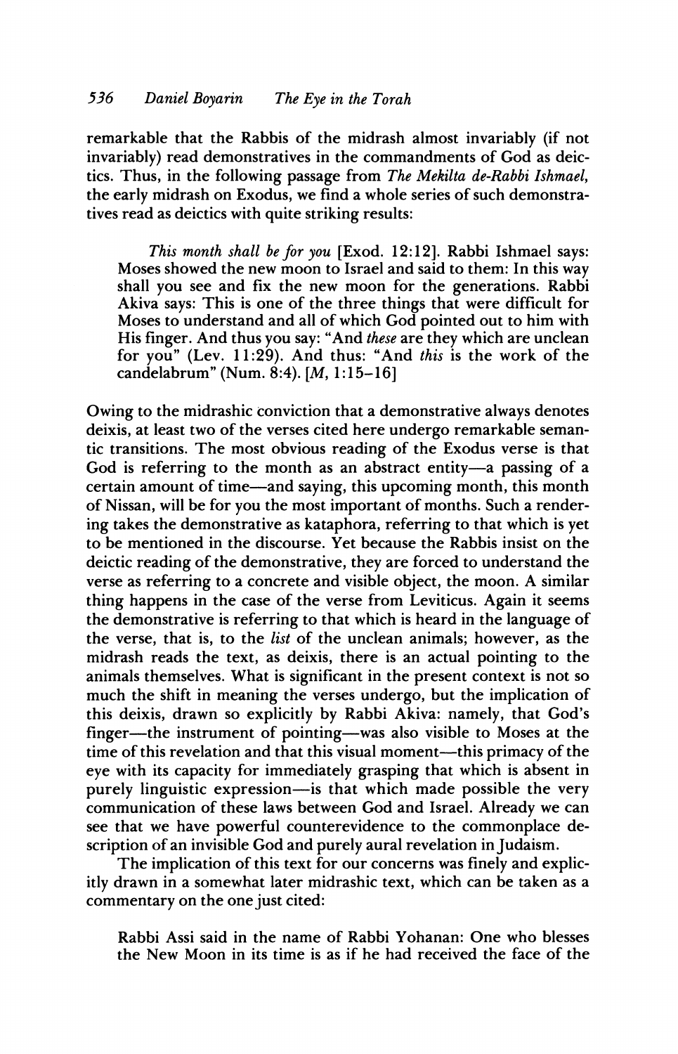remarkable that the Rabbis of the midrash almost invariably (if not invariably) read demonstratives in the commandments of God as deictics. Thus, in the following passage from *The Mekilta de-Rabbi Ishmael*, the early midrash on Exodus, we find a whole series of such demonstratives read as deictics with quite striking results:

> *This month shall be for you* [Exod. 12:12]. Rabbi Ishmael says: Moses showed the new moon to Israel and said to them: In this way shall you see and fix the new moon for the generations. Rabbi Akiva says: This is one of the three things that were difficult for Moses to understand and all of which God pointed out to him with His finger. And thus you say: "And *these* are they which are unclean for you" (Lev. 11:29). And thus: "And *this* is the work of the candelabrum" (Num. 8:4). [*M*, 1:15–16]

Owing to the midrashic conviction that a demonstrative always denotes deixis, at least two of the verses cited here undergo remarkable semantic transitions. The most obvious reading of the Exodus verse is that God is referring to the month as an abstract entity—a passing of a certain amount of time—and saying, this upcoming month, this month of Nissan, will be for you the most important of months. Such a rendering takes the demonstrative as kataphora, referring to that which is yet to be mentioned in the discourse. Yet because the Rabbis insist on the deictic reading of the demonstrative, they are forced to understand the verse as referring to a concrete and visible object, the moon. A similar thing happens in the case of the verse from Leviticus. Again it seems the demonstrative is referring to that which is heard in the language of the verse, that is, to the *list* of the unclean animals; however, as the midrash reads the text, as deixis, there is an actual pointing to the animals themselves. What is significant in the present context is not so much the shift in meaning the verses undergo, but the implication of this deixis, drawn so explicitly by Rabbi Akiva: namely, that God's finger—the instrument of pointing—was also visible to Moses at the time of this revelation and that this visual moment—this primacy of the eye with its capacity for immediately grasping that which is absent in purely linguistic expression—is that which made possible the very communication of these laws between God and Israel. Already we can see that we have powerful counterevidence to the commonplace description of an invisible God and purely aural revelation in Judaism.

The implication of this text for our concerns was finely and explicitly drawn in a somewhat later midrashic text, which can be taken as a commentary on the one just cited:

> Rabbi Assi said in the name of Rabbi Yohanan: One who blesses the New Moon in its time is as if he had received the face of the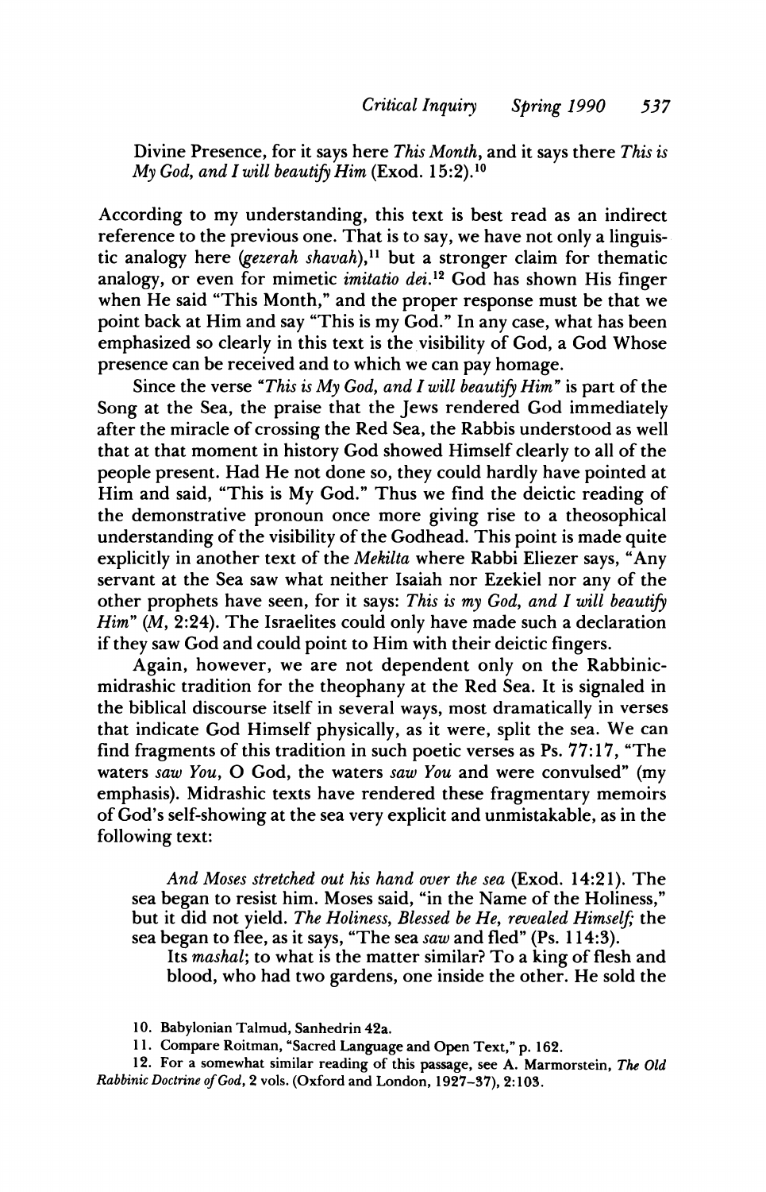> Divine Presence, for it says here *This Month*, and it says there *This is My God, and I will beautify Him* (Exod. 15:2).[10]

According to my understanding, this text is best read as an indirect reference to the previous one. That is to say, we have not only a linguistic analogy here (*gezerah shavah*),[11] but a stronger claim for thematic analogy, or even for mimetic *imitatio dei*.[12] God has shown His finger when He said "This Month," and the proper response must be that we point back at Him and say "This is my God." In any case, what has been emphasized so clearly in this text is the visibility of God, a God Whose presence can be received and to which we can pay homage.

Since the verse *"This is My God, and I will beautify Him"* is part of the Song at the Sea, the praise that the Jews rendered God immediately after the miracle of crossing the Red Sea, the Rabbis understood as well that at that moment in history God showed Himself clearly to all of the people present. Had He not done so, they could hardly have pointed at Him and said, "This is My God." Thus we find the deictic reading of the demonstrative pronoun once more giving rise to a theosophical understanding of the visibility of the Godhead. This point is made quite explicitly in another text of the *Mekilta* where Rabbi Eliezer says, "Any servant at the Sea saw what neither Isaiah nor Ezekiel nor any of the other prophets have seen, for it says: *This is my God, and I will beautify Him*" (*M*, 2:24). The Israelites could only have made such a declaration if they saw God and could point to Him with their deictic fingers.

Again, however, we are not dependent only on the Rabbinic-midrashic tradition for the theophany at the Red Sea. It is signaled in the biblical discourse itself in several ways, most dramatically in verses that indicate God Himself physically, as it were, split the sea. We can find fragments of this tradition in such poetic verses as Ps. 77:17, "The waters *saw You*, O God, the waters *saw You* and were convulsed" (my emphasis). Midrashic texts have rendered these fragmentary memoirs of God's self-showing at the sea very explicit and unmistakable, as in the following text:

> *And Moses stretched out his hand over the sea* (Exod. 14:21). The sea began to resist him. Moses said, "in the Name of the Holiness," but it did not yield. *The Holiness, Blessed be He, revealed Himself*; the sea began to flee, as it says, "The sea *saw* and fled" (Ps. 114:3).
>
> Its *mashal*; to what is the matter similar? To a king of flesh and blood, who had two gardens, one inside the other. He sold the

10. Babylonian Talmud, Sanhedrin 42a.

11. Compare Roitman, "Sacred Language and Open Text," p. 162.

12. For a somewhat similar reading of this passage, see A. Marmorstein, *The Old Rabbinic Doctrine of God*, 2 vols. (Oxford and London, 1927–37), 2:103.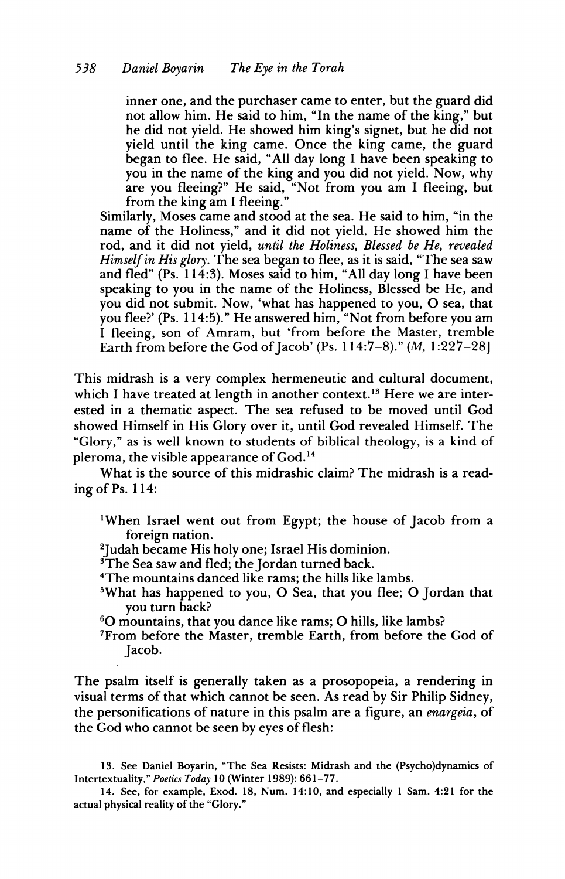> inner one, and the purchaser came to enter, but the guard did not allow him. He said to him, "In the name of the king," but he did not yield. He showed him king's signet, but he did not yield until the king came. Once the king came, the guard began to flee. He said, "All day long I have been speaking to you in the name of the king and you did not yield. Now, why are you fleeing?" He said, "Not from you am I fleeing, but from the king am I fleeing."
>
> Similarly, Moses came and stood at the sea. He said to him, "in the name of the Holiness," and it did not yield. He showed him the rod, and it did not yield, *until the Holiness, Blessed be He, revealed Himself in His glory*. The sea began to flee, as it is said, "The sea saw and fled" (Ps. 114:3). Moses said to him, "All day long I have been speaking to you in the name of the Holiness, Blessed be He, and you did not submit. Now, 'what has happened to you, O sea, that you flee?' (Ps. 114:5)." He answered him, "Not from before you am I fleeing, son of Amram, but 'from before the Master, tremble Earth from before the God of Jacob' (Ps. 114:7–8)." (*M*, 1:227–28]

This midrash is a very complex hermeneutic and cultural document, which I have treated at length in another context.[13] Here we are interested in a thematic aspect. The sea refused to be moved until God showed Himself in His Glory over it, until God revealed Himself. The "Glory," as is well known to students of biblical theology, is a kind of pleroma, the visible appearance of God.[14]

What is the source of this midrashic claim? The midrash is a reading of Ps. 114:

> [1]When Israel went out from Egypt; the house of Jacob from a foreign nation.
>
> [2]Judah became His holy one; Israel His dominion.
>
> [3]The Sea saw and fled; the Jordan turned back.
>
> [4]The mountains danced like rams; the hills like lambs.
>
> [5]What has happened to you, O Sea, that you flee; O Jordan that you turn back?
>
> [6]O mountains, that you dance like rams; O hills, like lambs?
>
> [7]From before the Master, tremble Earth, from before the God of Jacob.

The psalm itself is generally taken as a prosopopeia, a rendering in visual terms of that which cannot be seen. As read by Sir Philip Sidney, the personifications of nature in this psalm are a figure, an *enargeia*, of the God who cannot be seen by eyes of flesh:

13. See Daniel Boyarin, "The Sea Resists: Midrash and the (Psycho)dynamics of Intertextuality," *Poetics Today* 10 (Winter 1989): 661–77.

14. See, for example, Exod. 18, Num. 14:10, and especially 1 Sam. 4:21 for the actual physical reality of the "Glory."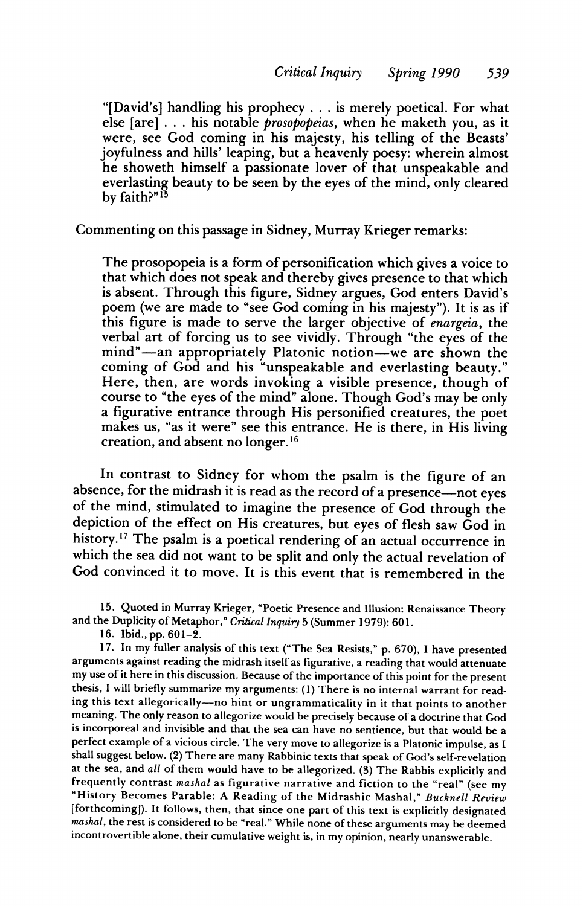"[David's] handling his prophecy . . . is merely poetical. For what else [are] . . . his notable *prosopopeias*, when he maketh you, as it were, see God coming in his majesty, his telling of the Beasts' joyfulness and hills' leaping, but a heavenly poesy: wherein almost he showeth himself a passionate lover of that unspeakable and everlasting beauty to be seen by the eyes of the mind, only cleared by faith?"[15]

Commenting on this passage in Sidney, Murray Krieger remarks:

> The prosopopeia is a form of personification which gives a voice to that which does not speak and thereby gives presence to that which is absent. Through this figure, Sidney argues, God enters David's poem (we are made to "see God coming in his majesty"). It is as if this figure is made to serve the larger objective of *enargeia*, the verbal art of forcing us to see vividly. Through "the eyes of the mind"—an appropriately Platonic notion—we are shown the coming of God and his "unspeakable and everlasting beauty." Here, then, are words invoking a visible presence, though of course to "the eyes of the mind" alone. Though God's may be only a figurative entrance through His personified creatures, the poet makes us, "as it were" see this entrance. He is there, in His living creation, and absent no longer.[16]

In contrast to Sidney for whom the psalm is the figure of an absence, for the midrash it is read as the record of a presence—not eyes of the mind, stimulated to imagine the presence of God through the depiction of the effect on His creatures, but eyes of flesh saw God in history.[17] The psalm is a poetical rendering of an actual occurrence in which the sea did not want to be split and only the actual revelation of God convinced it to move. It is this event that is remembered in the

15. Quoted in Murray Krieger, "Poetic Presence and Illusion: Renaissance Theory and the Duplicity of Metaphor," *Critical Inquiry* 5 (Summer 1979): 601.

16. Ibid., pp. 601–2.

17. In my fuller analysis of this text ("The Sea Resists," p. 670), I have presented arguments against reading the midrash itself as figurative, a reading that would attenuate my use of it here in this discussion. Because of the importance of this point for the present thesis, I will briefly summarize my arguments: (1) There is no internal warrant for reading this text allegorically—no hint or ungrammaticality in it that points to another meaning. The only reason to allegorize would be precisely because of a doctrine that God is incorporeal and invisible and that the sea can have no sentience, but that would be a perfect example of a vicious circle. The very move to allegorize is a Platonic impulse, as I shall suggest below. (2) There are many Rabbinic texts that speak of God's self-revelation at the sea, and *all* of them would have to be allegorized. (3) The Rabbis explicitly and frequently contrast *mashal* as figurative narrative and fiction to the "real" (see my "History Becomes Parable: A Reading of the Midrashic Mashal," *Bucknell Review* [forthcoming]). It follows, then, that since one part of this text is explicitly designated *mashal*, the rest is considered to be "real." While none of these arguments may be deemed incontrovertible alone, their cumulative weight is, in my opinion, nearly unanswerable.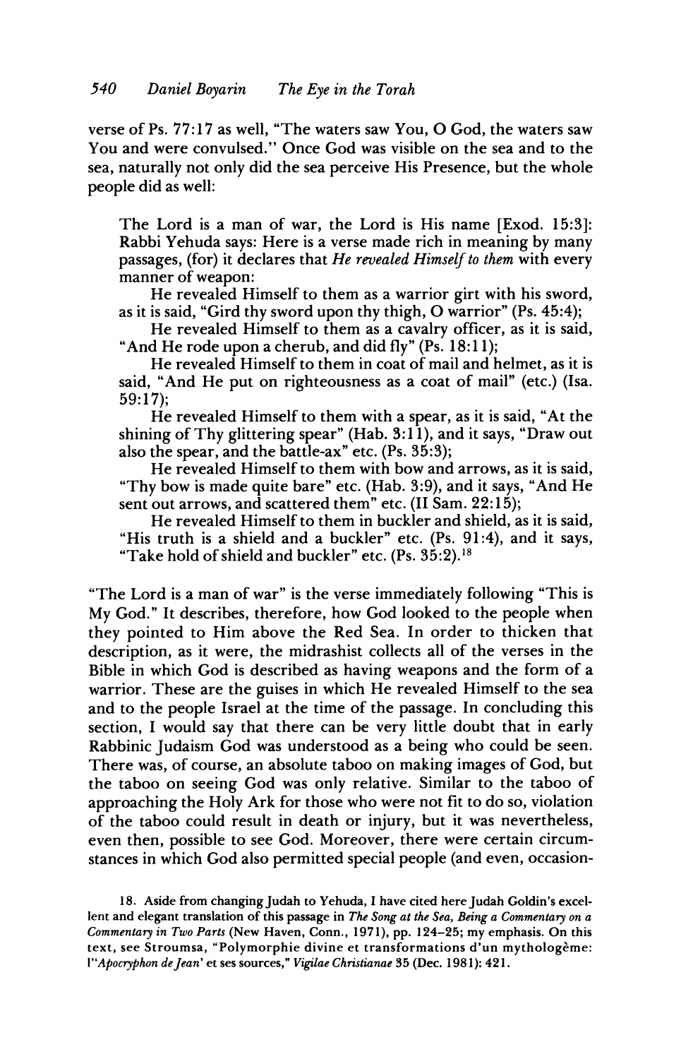verse of Ps. 77:17 as well, "The waters saw You, O God, the waters saw You and were convulsed." Once God was visible on the sea and to the sea, naturally not only did the sea perceive His Presence, but the whole people did as well:

> The Lord is a man of war, the Lord is His name [Exod. 15:3]: Rabbi Yehuda says: Here is a verse made rich in meaning by many passages, (for) it declares that *He revealed Himself to them* with every manner of weapon:
>
> He revealed Himself to them as a warrior girt with his sword, as it is said, "Gird thy sword upon thy thigh, O warrior" (Ps. 45:4);
>
> He revealed Himself to them as a cavalry officer, as it is said, "And He rode upon a cherub, and did fly" (Ps. 18:11);
>
> He revealed Himself to them in coat of mail and helmet, as it is said, "And He put on righteousness as a coat of mail" (etc.) (Isa. 59:17);
>
> He revealed Himself to them with a spear, as it is said, "At the shining of Thy glittering spear" (Hab. 3:11), and it says, "Draw out also the spear, and the battle-ax" etc. (Ps. 35:3);
>
> He revealed Himself to them with bow and arrows, as it is said, "Thy bow is made quite bare" etc. (Hab. 3:9), and it says, "And He sent out arrows, and scattered them" etc. (II Sam. 22:15);
>
> He revealed Himself to them in buckler and shield, as it is said, "His truth is a shield and a buckler" etc. (Ps. 91:4), and it says, "Take hold of shield and buckler" etc. (Ps. 35:2).[18]

"The Lord is a man of war" is the verse immediately following "This is My God." It describes, therefore, how God looked to the people when they pointed to Him above the Red Sea. In order to thicken that description, as it were, the midrashist collects all of the verses in the Bible in which God is described as having weapons and the form of a warrior. These are the guises in which He revealed Himself to the sea and to the people Israel at the time of the passage. In concluding this section, I would say that there can be very little doubt that in early Rabbinic Judaism God was understood as a being who could be seen. There was, of course, an absolute taboo on making images of God, but the taboo on seeing God was only relative. Similar to the taboo of approaching the Holy Ark for those who were not fit to do so, violation of the taboo could result in death or injury, but it was nevertheless, even then, possible to see God. Moreover, there were certain circumstances in which God also permitted special people (and even, occasion-

18. Aside from changing Judah to Yehuda, I have cited here Judah Goldin's excellent and elegant translation of this passage in *The Song at the Sea, Being a Commentary on a Commentary in Two Parts* (New Haven, Conn., 1971), pp. 124–25; my emphasis. On this text, see Stroumsa, "Polymorphie divine et transformations d'un mythologème: l'*'Apocryphon de Jean'* et ses sources," *Vigilae Christianae* 35 (Dec. 1981): 421.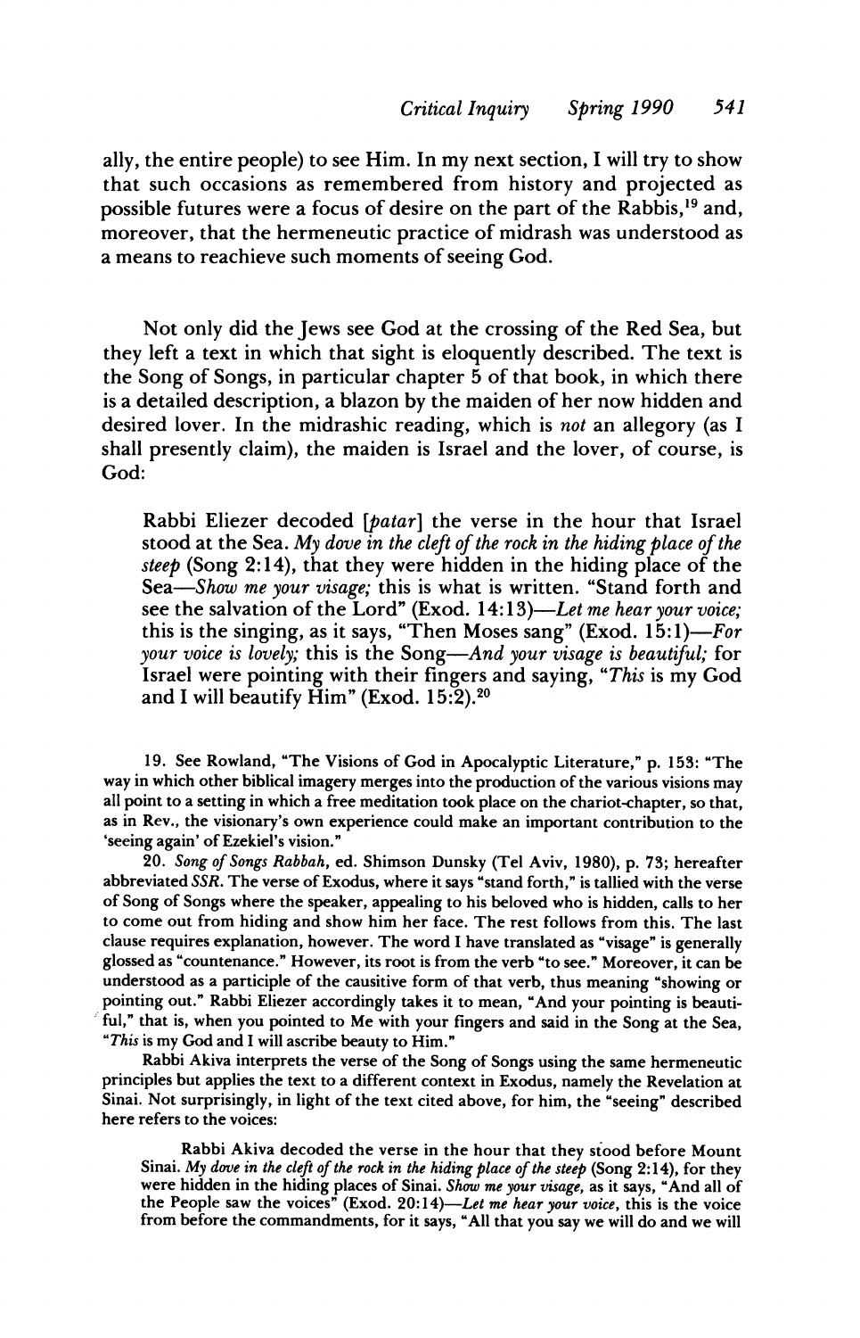ally, the entire people) to see Him. In my next section, I will try to show that such occasions as remembered from history and projected as possible futures were a focus of desire on the part of the Rabbis,[19] and, moreover, that the hermeneutic practice of midrash was understood as a means to reachieve such moments of seeing God.

Not only did the Jews see God at the crossing of the Red Sea, but they left a text in which that sight is eloquently described. The text is the Song of Songs, in particular chapter 5 of that book, in which there is a detailed description, a blazon by the maiden of her now hidden and desired lover. In the midrashic reading, which is *not* an allegory (as I shall presently claim), the maiden is Israel and the lover, of course, is God:

> Rabbi Eliezer decoded [*patar*] the verse in the hour that Israel stood at the Sea. *My dove in the cleft of the rock in the hiding place of the steep* (Song 2:14), that they were hidden in the hiding place of the Sea—*Show me your visage;* this is what is written. "Stand forth and see the salvation of the Lord" (Exod. 14:13)—*Let me hear your voice;* this is the singing, as it says, "Then Moses sang" (Exod. 15:1)—*For your voice is lovely;* this is the Song—*And your visage is beautiful;* for Israel were pointing with their fingers and saying, "*This* is my God and I will beautify Him" (Exod. 15:2).[20]

19. See Rowland, "The Visions of God in Apocalyptic Literature," p. 153: "The way in which other biblical imagery merges into the production of the various visions may all point to a setting in which a free meditation took place on the chariot-chapter, so that, as in Rev., the visionary's own experience could make an important contribution to the 'seeing again' of Ezekiel's vision."

20. *Song of Songs Rabbah*, ed. Shimson Dunsky (Tel Aviv, 1980), p. 73; hereafter abbreviated *SSR*. The verse of Exodus, where it says "stand forth," is tallied with the verse of Song of Songs where the speaker, appealing to his beloved who is hidden, calls to her to come out from hiding and show him her face. The rest follows from this. The last clause requires explanation, however. The word I have translated as "visage" is generally glossed as "countenance." However, its root is from the verb "to see." Moreover, it can be understood as a participle of the causitive form of that verb, thus meaning "showing or pointing out." Rabbi Eliezer accordingly takes it to mean, "And your pointing is beautiful," that is, when you pointed to Me with your fingers and said in the Song at the Sea, "*This* is my God and I will ascribe beauty to Him."

Rabbi Akiva interprets the verse of the Song of Songs using the same hermeneutic principles but applies the text to a different context in Exodus, namely the Revelation at Sinai. Not surprisingly, in light of the text cited above, for him, the "seeing" described here refers to the voices:

> Rabbi Akiva decoded the verse in the hour that they stood before Mount Sinai. *My dove in the cleft of the rock in the hiding place of the steep* (Song 2:14), for they were hidden in the hiding places of Sinai. *Show me your visage,* as it says, "And all of the People saw the voices" (Exod. 20:14)—*Let me hear your voice,* this is the voice from before the commandments, for it says, "All that you say we will do and we will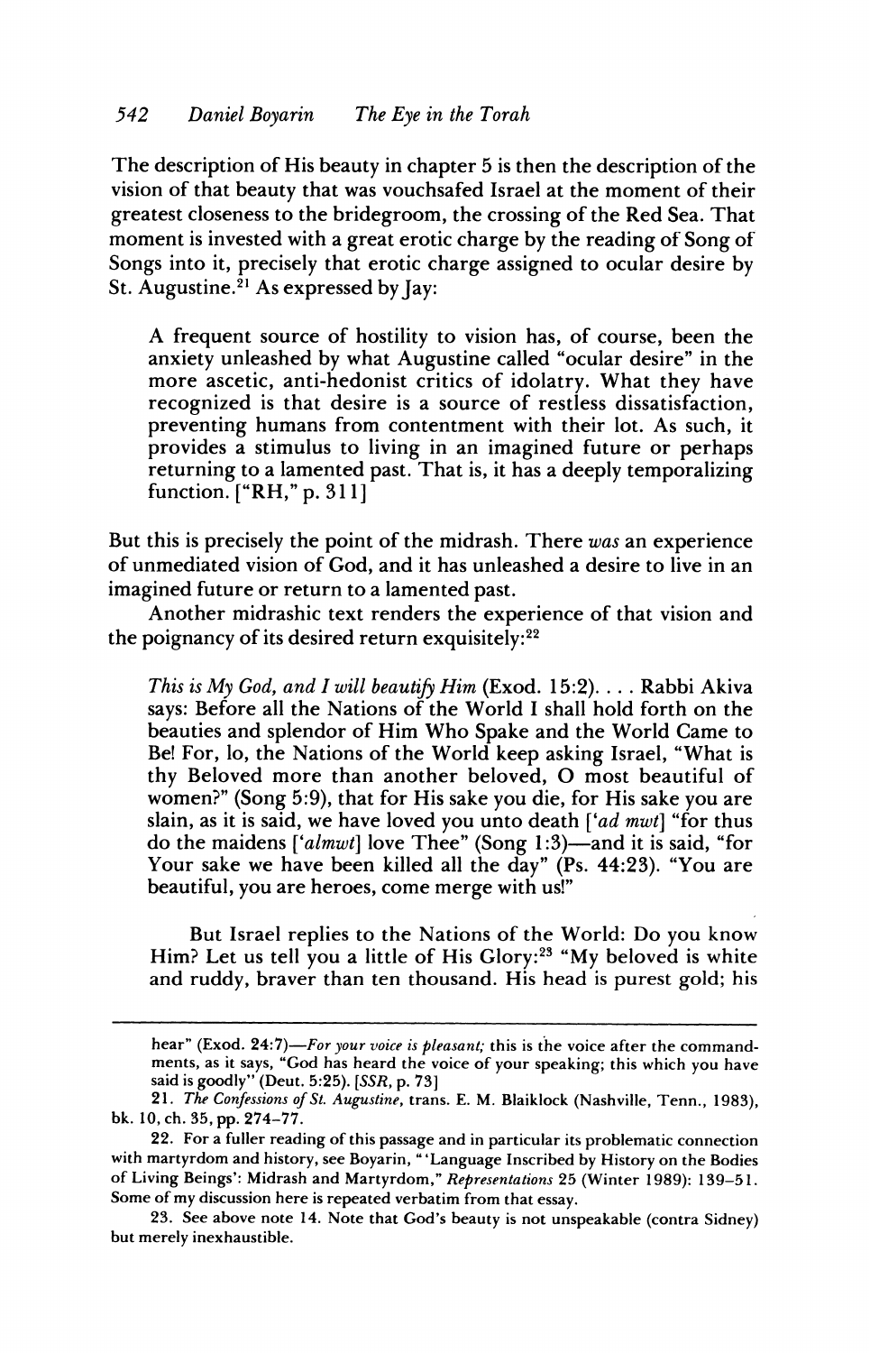The description of His beauty in chapter 5 is then the description of the vision of that beauty that was vouchsafed Israel at the moment of their greatest closeness to the bridegroom, the crossing of the Red Sea. That moment is invested with a great erotic charge by the reading of Song of Songs into it, precisely that erotic charge assigned to ocular desire by St. Augustine.[21] As expressed by Jay:

> A frequent source of hostility to vision has, of course, been the anxiety unleashed by what Augustine called "ocular desire" in the more ascetic, anti-hedonist critics of idolatry. What they have recognized is that desire is a source of restless dissatisfaction, preventing humans from contentment with their lot. As such, it provides a stimulus to living in an imagined future or perhaps returning to a lamented past. That is, it has a deeply temporalizing function. ["RH," p. 311]

But this is precisely the point of the midrash. There *was* an experience of unmediated vision of God, and it has unleashed a desire to live in an imagined future or return to a lamented past.

Another midrashic text renders the experience of that vision and the poignancy of its desired return exquisitely:[22]

> *This is My God, and I will beautify Him* (Exod. 15:2). . . . Rabbi Akiva says: Before all the Nations of the World I shall hold forth on the beauties and splendor of Him Who Spake and the World Came to Be! For, lo, the Nations of the World keep asking Israel, "What is thy Beloved more than another beloved, O most beautiful of women?" (Song 5:9), that for His sake you die, for His sake you are slain, as it is said, we have loved you unto death ['*ad mwt*] "for thus do the maidens ['*almwt*] love Thee" (Song 1:3)—and it is said, "for Your sake we have been killed all the day" (Ps. 44:23). "You are beautiful, you are heroes, come merge with us!"
>
> But Israel replies to the Nations of the World: Do you know Him? Let us tell you a little of His Glory:[23] "My beloved is white and ruddy, braver than ten thousand. His head is purest gold; his

---

hear" (Exod. 24:7)—*For your voice is pleasant;* this is the voice after the commandments, as it says, "God has heard the voice of your speaking; this which you have said is goodly" (Deut. 5:25). [*SSR*, p. 73]

21. *The Confessions of St. Augustine*, trans. E. M. Blaiklock (Nashville, Tenn., 1983), bk. 10, ch. 35, pp. 274–77.

22. For a fuller reading of this passage and in particular its problematic connection with martyrdom and history, see Boyarin, "'Language Inscribed by History on the Bodies of Living Beings': Midrash and Martyrdom," *Representations* 25 (Winter 1989): 139–51. Some of my discussion here is repeated verbatim from that essay.

23. See above note 14. Note that God's beauty is not unspeakable (contra Sidney) but merely inexhaustible.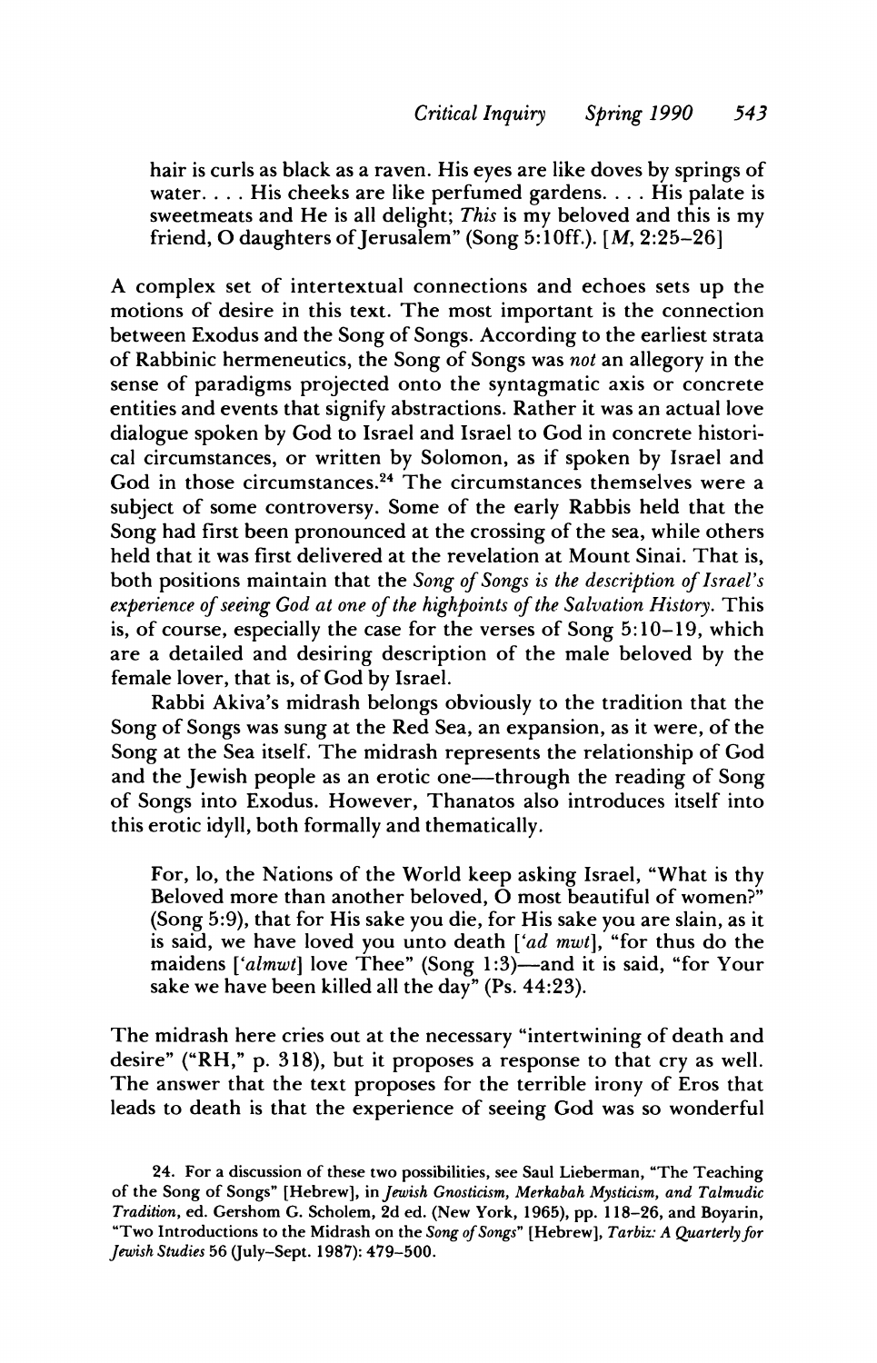hair is curls as black as a raven. His eyes are like doves by springs of water. . . . His cheeks are like perfumed gardens. . . . His palate is sweetmeats and He is all delight; *This* is my beloved and this is my friend, O daughters of Jerusalem" (Song 5:10ff.). [*M*, 2:25–26]

A complex set of intertextual connections and echoes sets up the motions of desire in this text. The most important is the connection between Exodus and the Song of Songs. According to the earliest strata of Rabbinic hermeneutics, the Song of Songs was *not* an allegory in the sense of paradigms projected onto the syntagmatic axis or concrete entities and events that signify abstractions. Rather it was an actual love dialogue spoken by God to Israel and Israel to God in concrete historical circumstances, or written by Solomon, as if spoken by Israel and God in those circumstances.[24] The circumstances themselves were a subject of some controversy. Some of the early Rabbis held that the Song had first been pronounced at the crossing of the sea, while others held that it was first delivered at the revelation at Mount Sinai. That is, both positions maintain that the *Song of Songs is the description of Israel's experience of seeing God at one of the highpoints of the Salvation History*. This is, of course, especially the case for the verses of Song 5:10–19, which are a detailed and desiring description of the male beloved by the female lover, that is, of God by Israel.

Rabbi Akiva's midrash belongs obviously to the tradition that the Song of Songs was sung at the Red Sea, an expansion, as it were, of the Song at the Sea itself. The midrash represents the relationship of God and the Jewish people as an erotic one—through the reading of Song of Songs into Exodus. However, Thanatos also introduces itself into this erotic idyll, both formally and thematically.

> For, lo, the Nations of the World keep asking Israel, "What is thy Beloved more than another beloved, O most beautiful of women?" (Song 5:9), that for His sake you die, for His sake you are slain, as it is said, we have loved you unto death ['*ad mwt*], "for thus do the maidens ['*almwt*] love Thee" (Song 1:3)—and it is said, "for Your sake we have been killed all the day" (Ps. 44:23).

The midrash here cries out at the necessary "intertwining of death and desire" ("RH," p. 318), but it proposes a response to that cry as well. The answer that the text proposes for the terrible irony of Eros that leads to death is that the experience of seeing God was so wonderful

24. For a discussion of these two possibilities, see Saul Lieberman, "The Teaching of the Song of Songs" [Hebrew], in *Jewish Gnosticism, Merkabah Mysticism, and Talmudic Tradition*, ed. Gershom G. Scholem, 2d ed. (New York, 1965), pp. 118–26, and Boyarin, "Two Introductions to the Midrash on the *Song of Songs*" [Hebrew], *Tarbiz: A Quarterly for Jewish Studies* 56 (July–Sept. 1987): 479–500.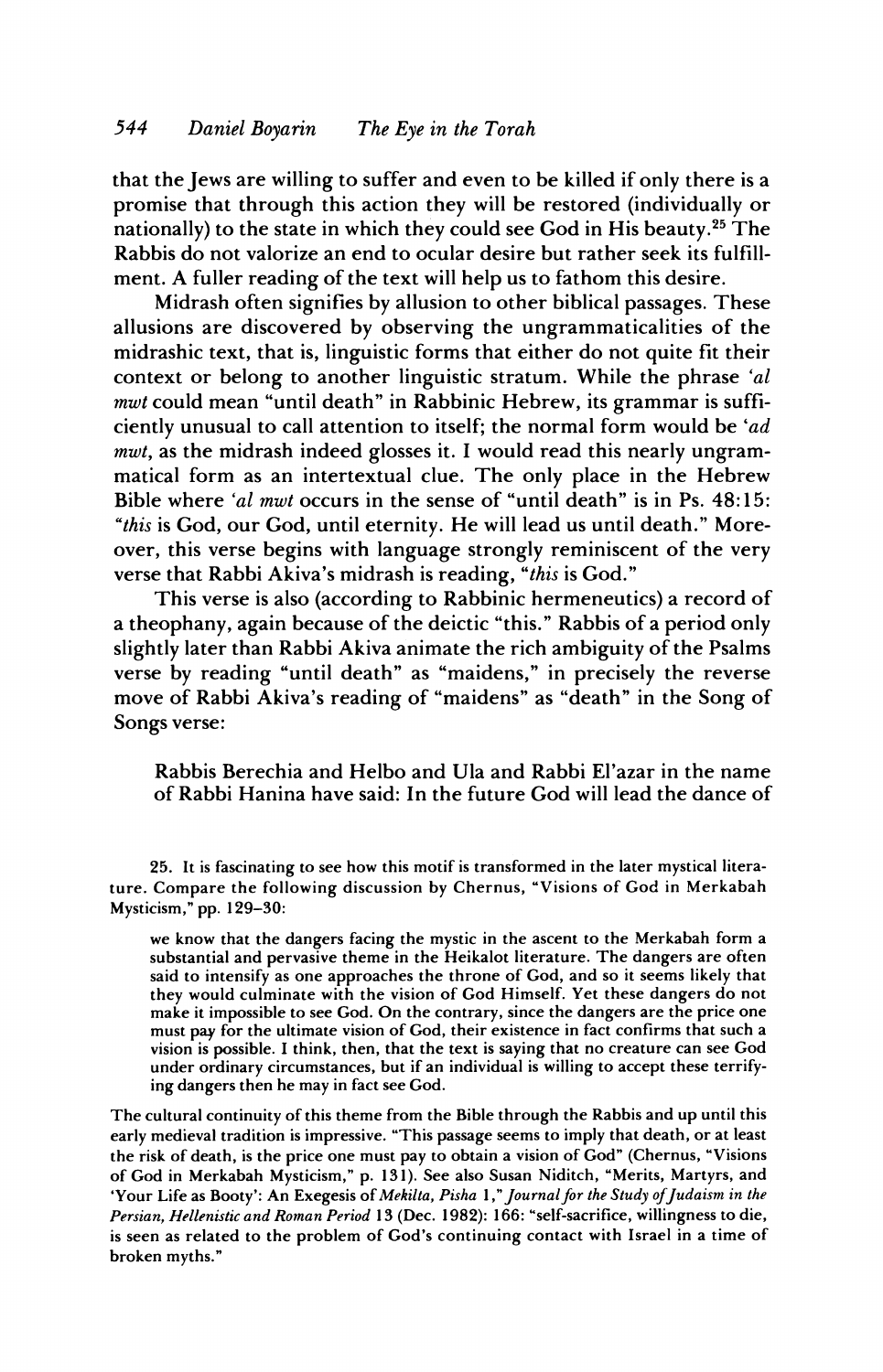that the Jews are willing to suffer and even to be killed if only there is a promise that through this action they will be restored (individually or nationally) to the state in which they could see God in His beauty.[25] The Rabbis do not valorize an end to ocular desire but rather seek its fulfillment. A fuller reading of the text will help us to fathom this desire.

Midrash often signifies by allusion to other biblical passages. These allusions are discovered by observing the ungrammaticalities of the midrashic text, that is, linguistic forms that either do not quite fit their context or belong to another linguistic stratum. While the phrase *'al mwt* could mean "until death" in Rabbinic Hebrew, its grammar is sufficiently unusual to call attention to itself; the normal form would be *'ad mwt*, as the midrash indeed glosses it. I would read this nearly ungrammatical form as an intertextual clue. The only place in the Hebrew Bible where *'al mwt* occurs in the sense of "until death" is in Ps. 48:15: "*this* is God, our God, until eternity. He will lead us until death." Moreover, this verse begins with language strongly reminiscent of the very verse that Rabbi Akiva's midrash is reading, "*this* is God."

This verse is also (according to Rabbinic hermeneutics) a record of a theophany, again because of the deictic "this." Rabbis of a period only slightly later than Rabbi Akiva animate the rich ambiguity of the Psalms verse by reading "until death" as "maidens," in precisely the reverse move of Rabbi Akiva's reading of "maidens" as "death" in the Song of Songs verse:

> Rabbis Berechia and Helbo and Ula and Rabbi El'azar in the name of Rabbi Hanina have said: In the future God will lead the dance of

25. It is fascinating to see how this motif is transformed in the later mystical literature. Compare the following discussion by Chernus, "Visions of God in Merkabah Mysticism," pp. 129–30:

> we know that the dangers facing the mystic in the ascent to the Merkabah form a substantial and pervasive theme in the Heikalot literature. The dangers are often said to intensify as one approaches the throne of God, and so it seems likely that they would culminate with the vision of God Himself. Yet these dangers do not make it impossible to see God. On the contrary, since the dangers are the price one must pay for the ultimate vision of God, their existence in fact confirms that such a vision is possible. I think, then, that the text is saying that no creature can see God under ordinary circumstances, but if an individual is willing to accept these terrifying dangers then he may in fact see God.

The cultural continuity of this theme from the Bible through the Rabbis and up until this early medieval tradition is impressive. "This passage seems to imply that death, or at least the risk of death, is the price one must pay to obtain a vision of God" (Chernus, "Visions of God in Merkabah Mysticism," p. 131). See also Susan Niditch, "Merits, Martyrs, and 'Your Life as Booty': An Exegesis of *Mekilta, Pisha* 1," *Journal for the Study of Judaism in the Persian, Hellenistic and Roman Period* 13 (Dec. 1982): 166: "self-sacrifice, willingness to die, is seen as related to the problem of God's continuing contact with Israel in a time of broken myths."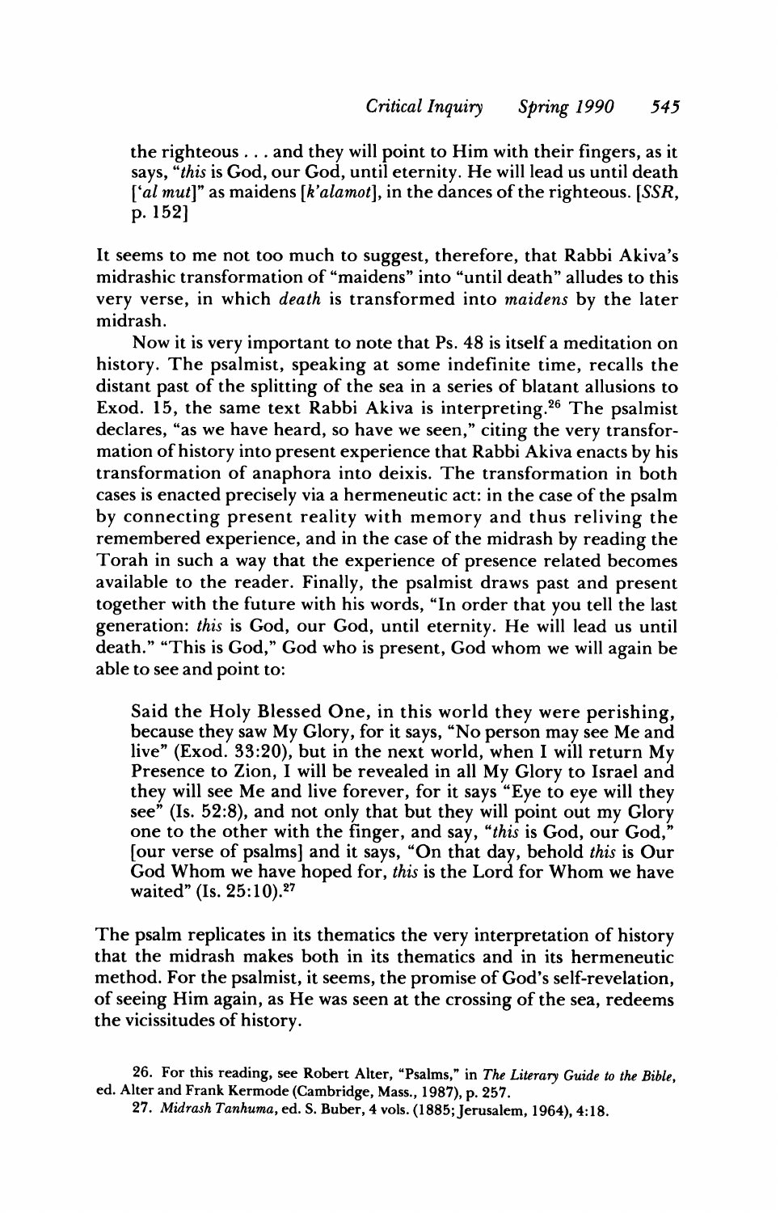the righteous . . . and they will point to Him with their fingers, as it says, "*this* is God, our God, until eternity. He will lead us until death ['*al mut*]" as maidens [*k'alamot*], in the dances of the righteous. [*SSR*, p. 152]

It seems to me not too much to suggest, therefore, that Rabbi Akiva's midrashic transformation of "maidens" into "until death" alludes to this very verse, in which *death* is transformed into *maidens* by the later midrash.

Now it is very important to note that Ps. 48 is itself a meditation on history. The psalmist, speaking at some indefinite time, recalls the distant past of the splitting of the sea in a series of blatant allusions to Exod. 15, the same text Rabbi Akiva is interpreting.[26] The psalmist declares, "as we have heard, so have we seen," citing the very transformation of history into present experience that Rabbi Akiva enacts by his transformation of anaphora into deixis. The transformation in both cases is enacted precisely via a hermeneutic act: in the case of the psalm by connecting present reality with memory and thus reliving the remembered experience, and in the case of the midrash by reading the Torah in such a way that the experience of presence related becomes available to the reader. Finally, the psalmist draws past and present together with the future with his words, "In order that you tell the last generation: *this* is God, our God, until eternity. He will lead us until death." "This is God," God who is present, God whom we will again be able to see and point to:

> Said the Holy Blessed One, in this world they were perishing, because they saw My Glory, for it says, "No person may see Me and live" (Exod. 33:20), but in the next world, when I will return My Presence to Zion, I will be revealed in all My Glory to Israel and they will see Me and live forever, for it says "Eye to eye will they see" (Is. 52:8), and not only that but they will point out my Glory one to the other with the finger, and say, "*this* is God, our God," [our verse of psalms] and it says, "On that day, behold *this* is Our God Whom we have hoped for, *this* is the Lord for Whom we have waited" (Is. 25:10).[27]

The psalm replicates in its thematics the very interpretation of history that the midrash makes both in its thematics and in its hermeneutic method. For the psalmist, it seems, the promise of God's self-revelation, of seeing Him again, as He was seen at the crossing of the sea, redeems the vicissitudes of history.

26. For this reading, see Robert Alter, "Psalms," in *The Literary Guide to the Bible*, ed. Alter and Frank Kermode (Cambridge, Mass., 1987), p. 257.

27. *Midrash Tanhuma*, ed. S. Buber, 4 vols. (1885; Jerusalem, 1964), 4:18.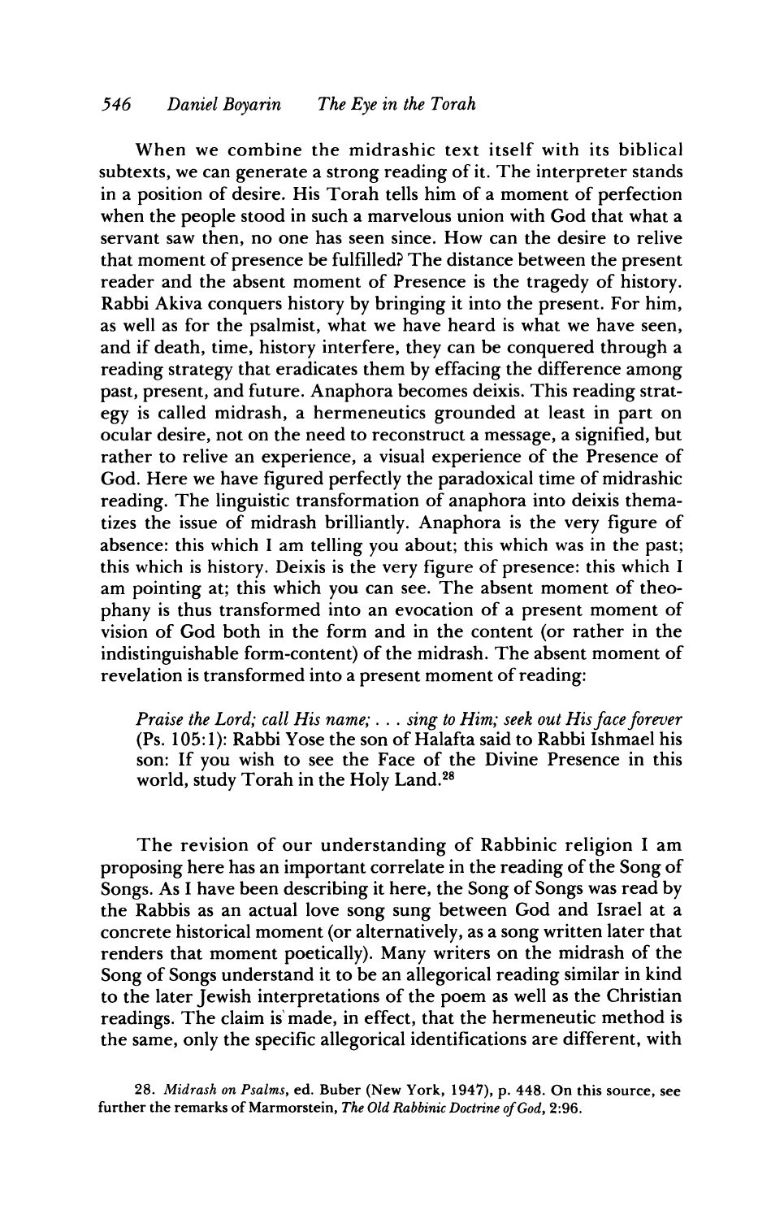When we combine the midrashic text itself with its biblical subtexts, we can generate a strong reading of it. The interpreter stands in a position of desire. His Torah tells him of a moment of perfection when the people stood in such a marvelous union with God that what a servant saw then, no one has seen since. How can the desire to relive that moment of presence be fulfilled? The distance between the present reader and the absent moment of Presence is the tragedy of history. Rabbi Akiva conquers history by bringing it into the present. For him, as well as for the psalmist, what we have heard is what we have seen, and if death, time, history interfere, they can be conquered through a reading strategy that eradicates them by effacing the difference among past, present, and future. Anaphora becomes deixis. This reading strategy is called midrash, a hermeneutics grounded at least in part on ocular desire, not on the need to reconstruct a message, a signified, but rather to relive an experience, a visual experience of the Presence of God. Here we have figured perfectly the paradoxical time of midrashic reading. The linguistic transformation of anaphora into deixis thematizes the issue of midrash brilliantly. Anaphora is the very figure of absence: this which I am telling you about; this which was in the past; this which is history. Deixis is the very figure of presence: this which I am pointing at; this which you can see. The absent moment of theophany is thus transformed into an evocation of a present moment of vision of God both in the form and in the content (or rather in the indistinguishable form-content) of the midrash. The absent moment of revelation is transformed into a present moment of reading:

> *Praise the Lord; call His name; . . . sing to Him; seek out His face forever* (Ps. 105:1): Rabbi Yose the son of Halafta said to Rabbi Ishmael his son: If you wish to see the Face of the Divine Presence in this world, study Torah in the Holy Land.[28]

The revision of our understanding of Rabbinic religion I am proposing here has an important correlate in the reading of the Song of Songs. As I have been describing it here, the Song of Songs was read by the Rabbis as an actual love song sung between God and Israel at a concrete historical moment (or alternatively, as a song written later that renders that moment poetically). Many writers on the midrash of the Song of Songs understand it to be an allegorical reading similar in kind to the later Jewish interpretations of the poem as well as the Christian readings. The claim is made, in effect, that the hermeneutic method is the same, only the specific allegorical identifications are different, with

28. *Midrash on Psalms*, ed. Buber (New York, 1947), p. 448. On this source, see further the remarks of Marmorstein, *The Old Rabbinic Doctrine of God*, 2:96.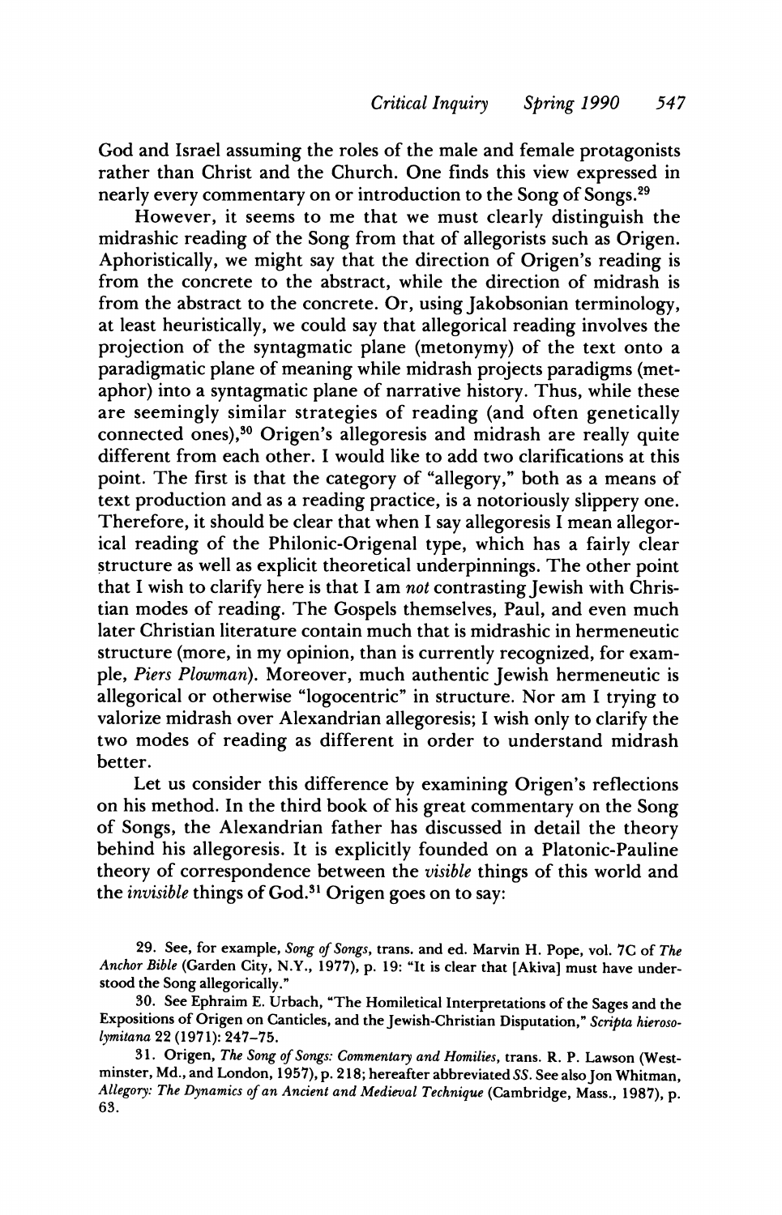God and Israel assuming the roles of the male and female protagonists rather than Christ and the Church. One finds this view expressed in nearly every commentary on or introduction to the Song of Songs.[29]

However, it seems to me that we must clearly distinguish the midrashic reading of the Song from that of allegorists such as Origen. Aphoristically, we might say that the direction of Origen's reading is from the concrete to the abstract, while the direction of midrash is from the abstract to the concrete. Or, using Jakobsonian terminology, at least heuristically, we could say that allegorical reading involves the projection of the syntagmatic plane (metonymy) of the text onto a paradigmatic plane of meaning while midrash projects paradigms (metaphor) into a syntagmatic plane of narrative history. Thus, while these are seemingly similar strategies of reading (and often genetically connected ones),[30] Origen's allegoresis and midrash are really quite different from each other. I would like to add two clarifications at this point. The first is that the category of "allegory," both as a means of text production and as a reading practice, is a notoriously slippery one. Therefore, it should be clear that when I say allegoresis I mean allegorical reading of the Philonic-Origenal type, which has a fairly clear structure as well as explicit theoretical underpinnings. The other point that I wish to clarify here is that I am *not* contrasting Jewish with Christian modes of reading. The Gospels themselves, Paul, and even much later Christian literature contain much that is midrashic in hermeneutic structure (more, in my opinion, than is currently recognized, for example, *Piers Plowman*). Moreover, much authentic Jewish hermeneutic is allegorical or otherwise "logocentric" in structure. Nor am I trying to valorize midrash over Alexandrian allegoresis; I wish only to clarify the two modes of reading as different in order to understand midrash better.

Let us consider this difference by examining Origen's reflections on his method. In the third book of his great commentary on the Song of Songs, the Alexandrian father has discussed in detail the theory behind his allegoresis. It is explicitly founded on a Platonic-Pauline theory of correspondence between the *visible* things of this world and the *invisible* things of God.[31] Origen goes on to say:

29. See, for example, *Song of Songs*, trans. and ed. Marvin H. Pope, vol. 7C of *The Anchor Bible* (Garden City, N.Y., 1977), p. 19: "It is clear that [Akiva] must have understood the Song allegorically."

30. See Ephraim E. Urbach, "The Homiletical Interpretations of the Sages and the Expositions of Origen on Canticles, and the Jewish-Christian Disputation," *Scripta hierosolymitana* 22 (1971): 247–75.

31. Origen, *The Song of Songs: Commentary and Homilies*, trans. R. P. Lawson (Westminster, Md., and London, 1957), p. 218; hereafter abbreviated *SS*. See also Jon Whitman, *Allegory: The Dynamics of an Ancient and Medieval Technique* (Cambridge, Mass., 1987), p. 63.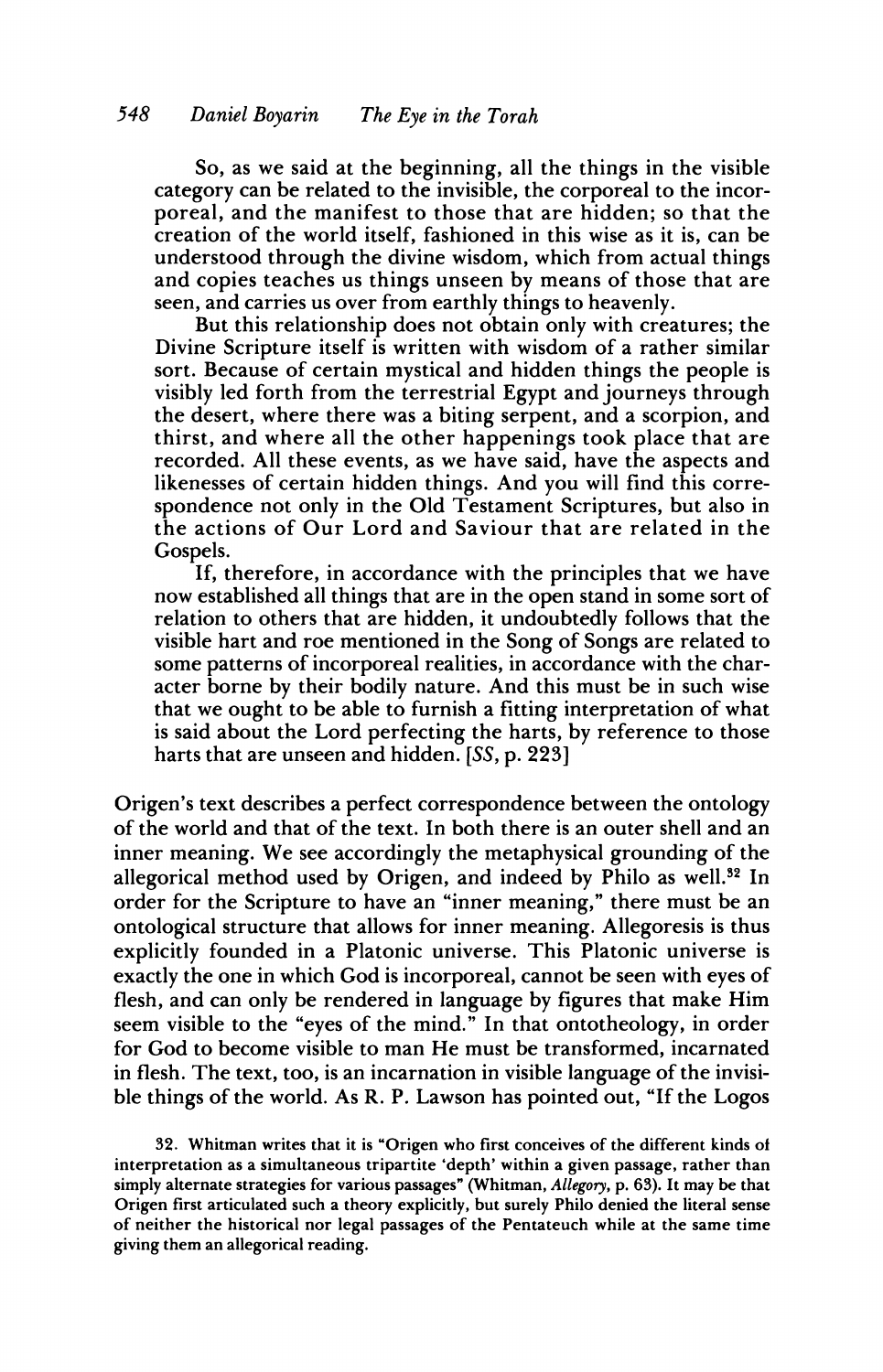So, as we said at the beginning, all the things in the visible category can be related to the invisible, the corporeal to the incorporeal, and the manifest to those that are hidden; so that the creation of the world itself, fashioned in this wise as it is, can be understood through the divine wisdom, which from actual things and copies teaches us things unseen by means of those that are seen, and carries us over from earthly things to heavenly.

But this relationship does not obtain only with creatures; the Divine Scripture itself is written with wisdom of a rather similar sort. Because of certain mystical and hidden things the people is visibly led forth from the terrestrial Egypt and journeys through the desert, where there was a biting serpent, and a scorpion, and thirst, and where all the other happenings took place that are recorded. All these events, as we have said, have the aspects and likenesses of certain hidden things. And you will find this correspondence not only in the Old Testament Scriptures, but also in the actions of Our Lord and Saviour that are related in the Gospels.

If, therefore, in accordance with the principles that we have now established all things that are in the open stand in some sort of relation to others that are hidden, it undoubtedly follows that the visible hart and roe mentioned in the Song of Songs are related to some patterns of incorporeal realities, in accordance with the character borne by their bodily nature. And this must be in such wise that we ought to be able to furnish a fitting interpretation of what is said about the Lord perfecting the harts, by reference to those harts that are unseen and hidden. [*SS*, p. 223]

Origen's text describes a perfect correspondence between the ontology of the world and that of the text. In both there is an outer shell and an inner meaning. We see accordingly the metaphysical grounding of the allegorical method used by Origen, and indeed by Philo as well.[32] In order for the Scripture to have an "inner meaning," there must be an ontological structure that allows for inner meaning. Allegoresis is thus explicitly founded in a Platonic universe. This Platonic universe is exactly the one in which God is incorporeal, cannot be seen with eyes of flesh, and can only be rendered in language by figures that make Him seem visible to the "eyes of the mind." In that ontotheology, in order for God to become visible to man He must be transformed, incarnated in flesh. The text, too, is an incarnation in visible language of the invisible things of the world. As R. P. Lawson has pointed out, "If the Logos

32. Whitman writes that it is "Origen who first conceives of the different kinds of interpretation as a simultaneous tripartite 'depth' within a given passage, rather than simply alternate strategies for various passages" (Whitman, *Allegory*, p. 63). It may be that Origen first articulated such a theory explicitly, but surely Philo denied the literal sense of neither the historical nor legal passages of the Pentateuch while at the same time giving them an allegorical reading.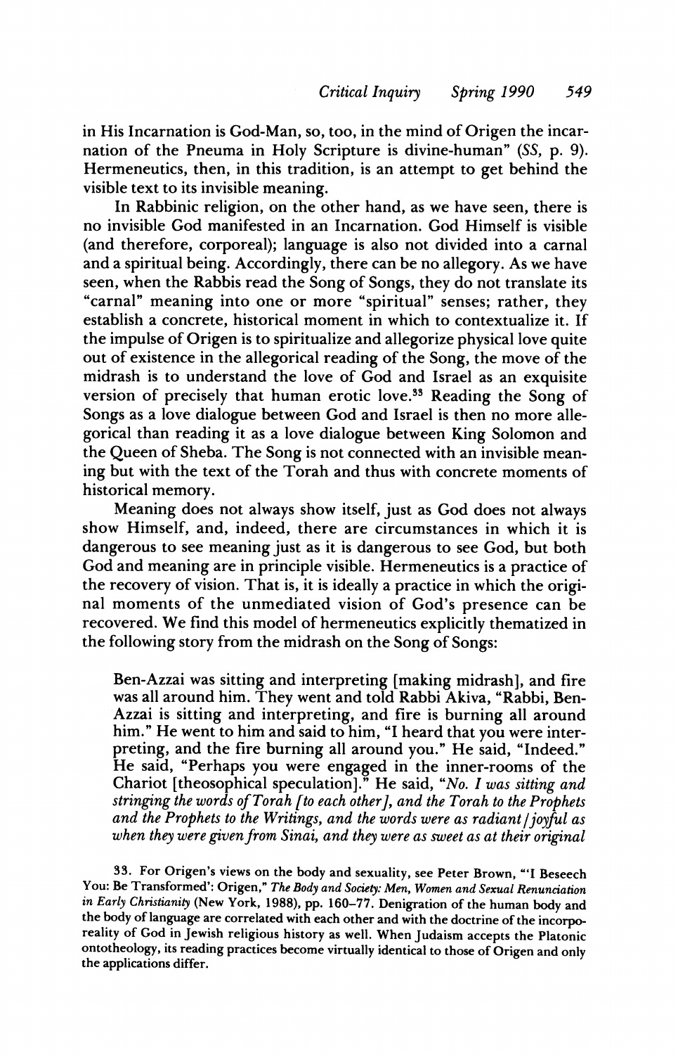in His Incarnation is God-Man, so, too, in the mind of Origen the incarnation of the Pneuma in Holy Scripture is divine-human" (*SS*, p. 9). Hermeneutics, then, in this tradition, is an attempt to get behind the visible text to its invisible meaning.

In Rabbinic religion, on the other hand, as we have seen, there is no invisible God manifested in an Incarnation. God Himself is visible (and therefore, corporeal); language is also not divided into a carnal and a spiritual being. Accordingly, there can be no allegory. As we have seen, when the Rabbis read the Song of Songs, they do not translate its "carnal" meaning into one or more "spiritual" senses; rather, they establish a concrete, historical moment in which to contextualize it. If the impulse of Origen is to spiritualize and allegorize physical love quite out of existence in the allegorical reading of the Song, the move of the midrash is to understand the love of God and Israel as an exquisite version of precisely that human erotic love.[33] Reading the Song of Songs as a love dialogue between God and Israel is then no more allegorical than reading it as a love dialogue between King Solomon and the Queen of Sheba. The Song is not connected with an invisible meaning but with the text of the Torah and thus with concrete moments of historical memory.

Meaning does not always show itself, just as God does not always show Himself, and, indeed, there are circumstances in which it is dangerous to see meaning just as it is dangerous to see God, but both God and meaning are in principle visible. Hermeneutics is a practice of the recovery of vision. That is, it is ideally a practice in which the original moments of the unmediated vision of God's presence can be recovered. We find this model of hermeneutics explicitly thematized in the following story from the midrash on the Song of Songs:

> Ben-Azzai was sitting and interpreting [making midrash], and fire was all around him. They went and told Rabbi Akiva, "Rabbi, Ben-Azzai is sitting and interpreting, and fire is burning all around him." He went to him and said to him, "I heard that you were interpreting, and the fire burning all around you." He said, "Indeed." He said, "Perhaps you were engaged in the inner-rooms of the Chariot [theosophical speculation]." He said, "*No. I was sitting and stringing the words of Torah [to each other], and the Torah to the Prophets and the Prophets to the Writings, and the words were as radiant/joyful as when they were given from Sinai, and they were as sweet as at their original*

33. For Origen's views on the body and sexuality, see Peter Brown, "'I Beseech You: Be Transformed': Origen," *The Body and Society: Men, Women and Sexual Renunciation in Early Christianity* (New York, 1988), pp. 160–77. Denigration of the human body and the body of language are correlated with each other and with the doctrine of the incorporeality of God in Jewish religious history as well. When Judaism accepts the Platonic ontotheology, its reading practices become virtually identical to those of Origen and only the applications differ.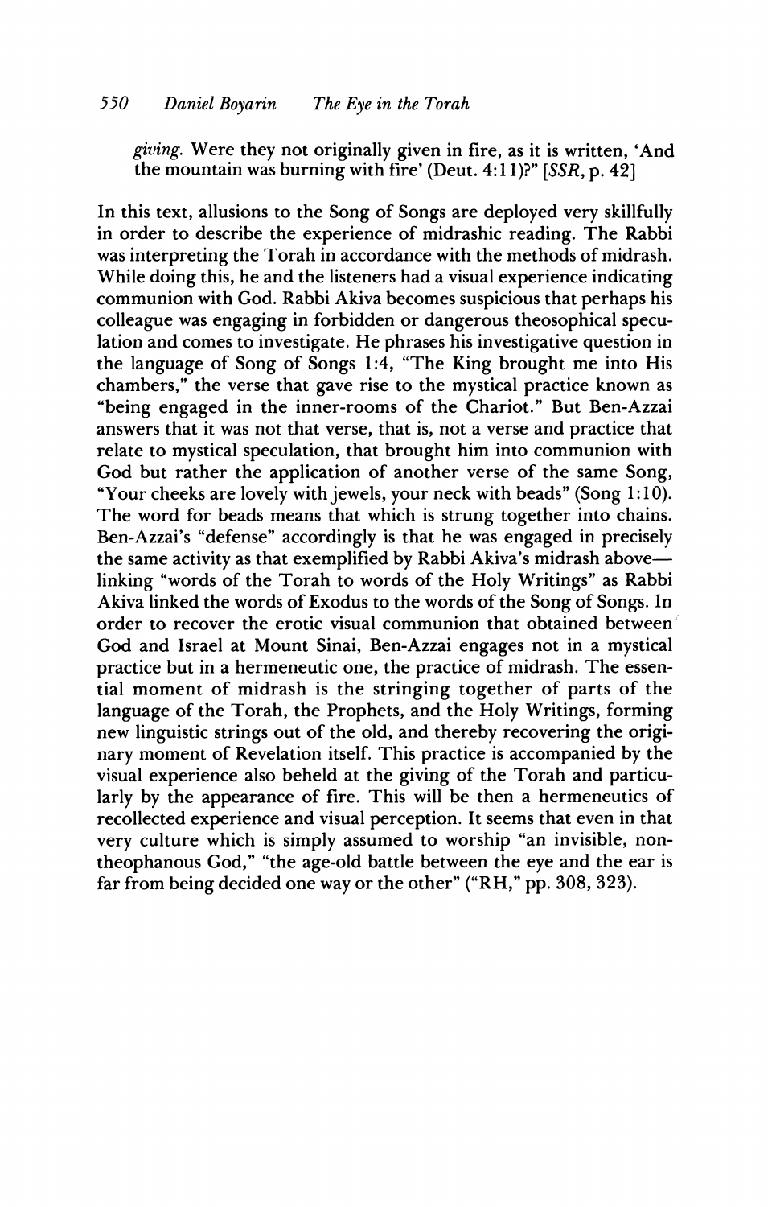*giving*. Were they not originally given in fire, as it is written, 'And the mountain was burning with fire' (Deut. 4:11)?" [*SSR*, p. 42]

In this text, allusions to the Song of Songs are deployed very skillfully in order to describe the experience of midrashic reading. The Rabbi was interpreting the Torah in accordance with the methods of midrash. While doing this, he and the listeners had a visual experience indicating communion with God. Rabbi Akiva becomes suspicious that perhaps his colleague was engaging in forbidden or dangerous theosophical speculation and comes to investigate. He phrases his investigative question in the language of Song of Songs 1:4, "The King brought me into His chambers," the verse that gave rise to the mystical practice known as "being engaged in the inner-rooms of the Chariot." But Ben-Azzai answers that it was not that verse, that is, not a verse and practice that relate to mystical speculation, that brought him into communion with God but rather the application of another verse of the same Song, "Your cheeks are lovely with jewels, your neck with beads" (Song 1:10). The word for beads means that which is strung together into chains. Ben-Azzai's "defense" accordingly is that he was engaged in precisely the same activity as that exemplified by Rabbi Akiva's midrash above—linking "words of the Torah to words of the Holy Writings" as Rabbi Akiva linked the words of Exodus to the words of the Song of Songs. In order to recover the erotic visual communion that obtained between God and Israel at Mount Sinai, Ben-Azzai engages not in a mystical practice but in a hermeneutic one, the practice of midrash. The essential moment of midrash is the stringing together of parts of the language of the Torah, the Prophets, and the Holy Writings, forming new linguistic strings out of the old, and thereby recovering the originary moment of Revelation itself. This practice is accompanied by the visual experience also beheld at the giving of the Torah and particularly by the appearance of fire. This will be then a hermeneutics of recollected experience and visual perception. It seems that even in that very culture which is simply assumed to worship "an invisible, non-theophanous God," "the age-old battle between the eye and the ear is far from being decided one way or the other" ("RH," pp. 308, 323).